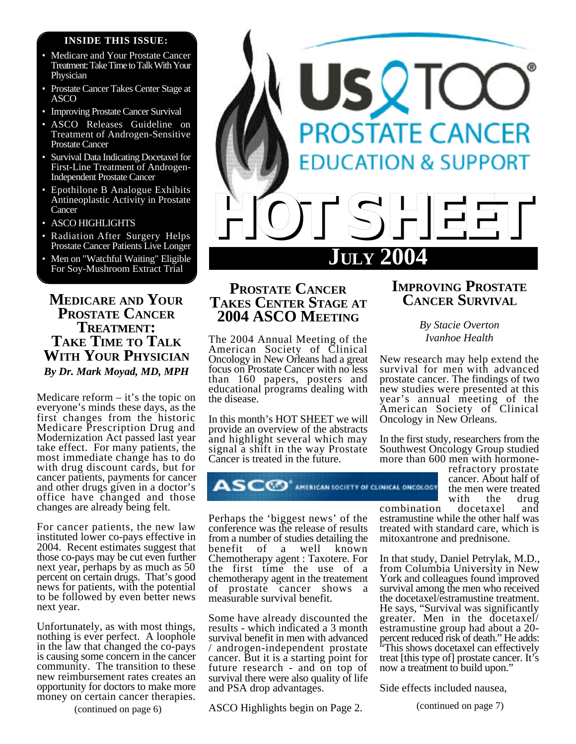# Us TOO® PROSTATE CANCER EDUCATION & SUPPORT

# HOT SHEET

## JULY 2004

**INSIDE THIS ISSUE:**

- Medicare and Your Prostate Cancer Treatment: Take Time to Talk With Your Physician
- Prostate Cancer Takes Center Stage at ASCO
- Improving Prostate Cancer Survival
- ASCO Releases Guideline on Treatment of Androgen-Sensitive Prostate Cancer
- Survival Data Indicating Docetaxel for First-Line Treatment of Androgen-Independent Prostate Cancer
- Epothilone B Analogue Exhibits Antineoplastic Activity in Prostate Cancer
- ASCO HIGHLIGHTS
- Radiation After Surgery Helps Prostate Cancer Patients Live Longer
- Men on "Watchful Waiting" Eligible For Soy-Mushroom Extract Trial

## MEDICARE AND YOUR PROSTATE CANCER TREATMENT: TAKE TIME TO TALK WITH YOUR PHYSICIAN

***By Dr. Mark Moyad, MD, MPH***

Medicare reform – it's the topic on everyone's minds these days, as the first changes from the historic Medicare Prescription Drug and Modernization Act passed last year take effect. For many patients, the most immediate change has to do with drug discount cards, but for cancer patients, payments for cancer and other drugs given in a doctor's office have changed and those changes are already being felt.

For cancer patients, the new law instituted lower co-pays effective in 2004. Recent estimates suggest that those co-pays may be cut even further next year, perhaps by as much as 50 percent on certain drugs. That's good news for patients, with the potential to be followed by even better news next year.

Unfortunately, as with most things, nothing is ever perfect. A loophole in the law that changed the co-pays is causing some concern in the cancer community. The transition to these new reimbursement rates creates an opportunity for doctors to make more money on certain cancer therapies.

(continued on page 6)

## PROSTATE CANCER TAKES CENTER STAGE AT 2004 ASCO MEETING

The 2004 Annual Meeting of the American Society of Clinical Oncology in New Orleans had a great focus on Prostate Cancer with no less than 160 papers, posters and educational programs dealing with the disease.

In this month's HOT SHEET we will provide an overview of the abstracts and highlight several which may signal a shift in the way Prostate Cancer is treated in the future.

ASCO® AMERICAN SOCIETY OF CLINICAL ONCOLOGY

Perhaps the 'biggest news' of the conference was the release of results from a number of studies detailing the benefit of a well known Chemotherapy agent : Taxotere. For the first time the use of a chemotherapy agent in the treatement of prostate cancer shows a measurable survival benefit.

Some have already discounted the results - which indicated a 3 month survival benefit in men with advanced / androgen-independent prostate cancer. But it is a starting point for future research - and on top of survival there were also quality of life and PSA drop advantages.

ASCO Highlights begin on Page 2.

## IMPROVING PROSTATE CANCER SURVIVAL

*By Stacie Overton*
*Ivanhoe Health*

New research may help extend the survival for men with advanced prostate cancer. The findings of two new studies were presented at this year's annual meeting of the American Society of Clinical Oncology in New Orleans.

In the first study, researchers from the Southwest Oncology Group studied more than 600 men with hormone-refractory prostate cancer. About half of the men were treated with the drug combination docetaxel and estramustine while the other half was treated with standard care, which is mitoxantrone and prednisone.

In that study, Daniel Petrylak, M.D., from Columbia University in New York and colleagues found improved survival among the men who received the docetaxel/estramustine treatment. He says, "Survival was significantly greater. Men in the docetaxel/estramustine group had about a 20-percent reduced risk of death." He adds: "This shows docetaxel can effectively treat [this type of] prostate cancer. It's now a treatment to build upon."

Side effects included nausea,

(continued on page 7)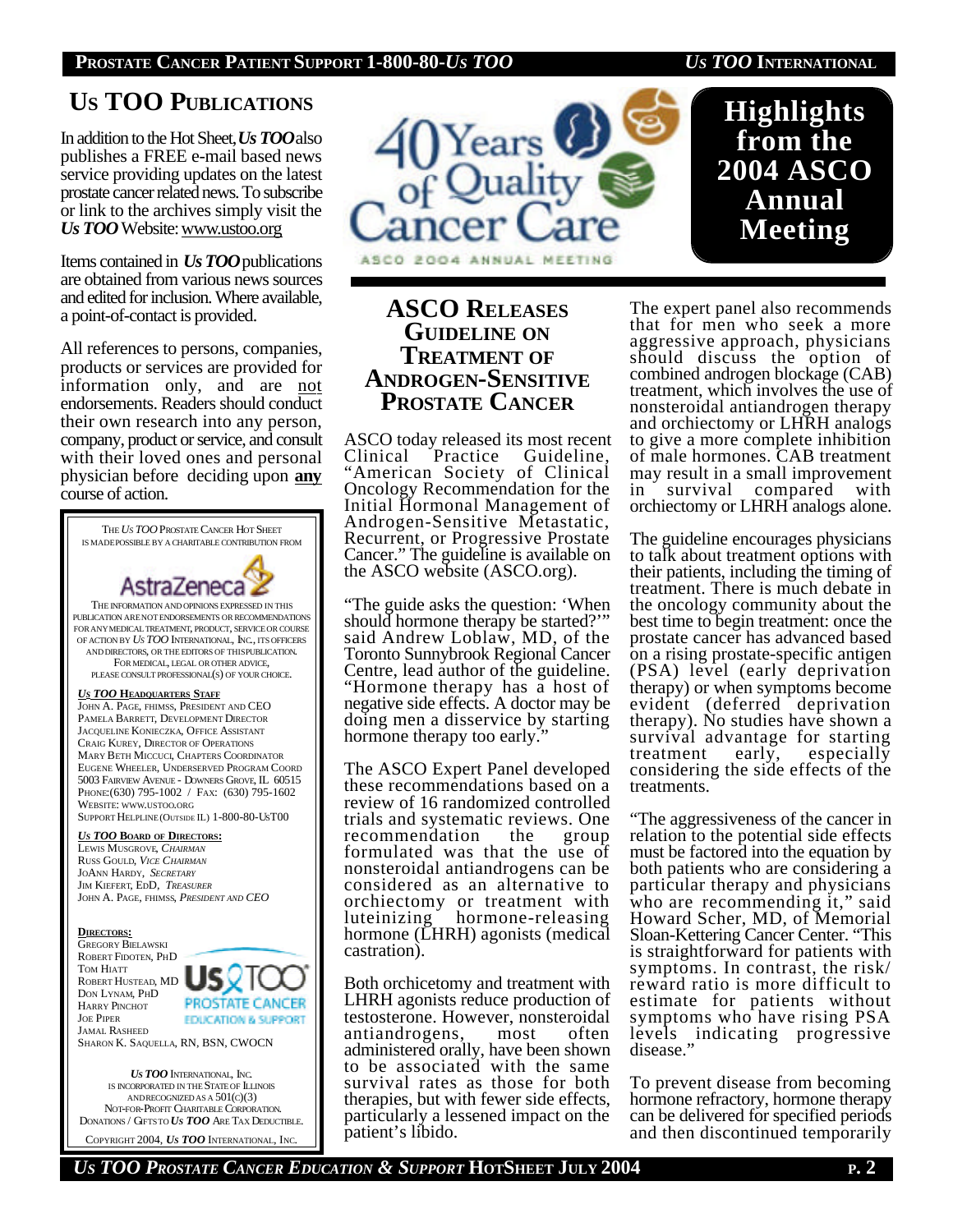## US TOO PUBLICATIONS

In addition to the Hot Sheet, ***Us TOO*** also publishes a FREE e-mail based news service providing updates on the latest prostate cancer related news. To subscribe or link to the archives simply visit the ***Us TOO*** Website: www.ustoo.org

Items contained in ***Us TOO*** publications are obtained from various news sources and edited for inclusion. Where available, a point-of-contact is provided.

All references to persons, companies, products or services are provided for information only, and are not endorsements. Readers should conduct their own research into any person, company, product or service, and consult with their loved ones and personal physician before deciding upon **any** course of action.

THE *US TOO* PROSTATE CANCER HOT SHEET IS MADE POSSIBLE BY A CHARITABLE CONTRIBUTION FROM

AstraZeneca

THE INFORMATION AND OPINIONS EXPRESSED IN THIS PUBLICATION ARE NOT ENDORSEMENTS OR RECOMMENDATIONS FOR ANY MEDICAL TREATMENT, PRODUCT, SERVICE OR COURSE OF ACTION BY *US TOO* INTERNATIONAL, INC., ITS OFFICERS AND DIRECTORS, OR THE EDITORS OF THIS PUBLICATION. FOR MEDICAL, LEGAL OR OTHER ADVICE, PLEASE CONSULT PROFESSIONAL(S) OF YOUR CHOICE.

**_US TOO_ HEADQUARTERS STAFF**

JOHN A. PAGE, FHIMSS, PRESIDENT AND CEO
PAMELA BARRETT, DEVELOPMENT DIRECTOR
JACQUELINE KONIECZKA, OFFICE ASSISTANT
CRAIG KUREY, DIRECTOR OF OPERATIONS
MARY BETH MICCUCI, CHAPTERS COORDINATOR
EUGENE WHEELER, UNDERSERVED PROGRAM COORD
5003 FAIRVIEW AVENUE - DOWNERS GROVE, IL 60515
PHONE:(630) 795-1002 / FAX: (630) 795-1602
WEBSITE: WWW.USTOO.ORG
SUPPORT HELPLINE (OUTSIDE IL) 1-800-80-USTOO

**_US TOO_ BOARD OF DIRECTORS:**

LEWIS MUSGROVE, *CHAIRMAN*
RUSS GOULD, *VICE CHAIRMAN*
JOANN HARDY, *SECRETARY*
JIM KIEFERT, EDD, *TREASURER*
JOHN A. PAGE, FHIMSS, *PRESIDENT AND CEO*

**DIRECTORS:**

GREGORY BIELAWSKI
ROBERT FIDOTEN, PHD
TOM HIATT
ROBERT HUSTEAD, MD
DON LYNAM, PHD
HARRY PINCHOT
JOE PIPER
JAMAL RASHEED
SHARON K. SAQUELLA, RN, BSN, CWOCN

US TOO — PROSTATE CANCER EDUCATION & SUPPORT

*US TOO* INTERNATIONAL, INC. IS INCORPORATED IN THE STATE OF ILLINOIS AND RECOGNIZED AS A 501(C)(3) NOT-FOR-PROFIT CHARITABLE CORPORATION. DONATIONS / GIFTS TO ***US TOO*** ARE TAX DEDUCTIBLE.

COPYRIGHT 2004, ***US TOO*** INTERNATIONAL, INC.

40 Years of Quality Cancer Care — ASCO 2004 ANNUAL MEETING

# Highlights from the 2004 ASCO Annual Meeting

## ASCO RELEASES GUIDELINE ON TREATMENT OF ANDROGEN-SENSITIVE PROSTATE CANCER

ASCO today released its most recent Clinical Practice Guideline, "American Society of Clinical Oncology Recommendation for the Initial Hormonal Management of Androgen-Sensitive Metastatic, Recurrent, or Progressive Prostate Cancer." The guideline is available on the ASCO website (ASCO.org).

"The guide asks the question: 'When should hormone therapy be started?'" said Andrew Loblaw, MD, of the Toronto Sunnybrook Regional Cancer Centre, lead author of the guideline. "Hormone therapy has a host of negative side effects. A doctor may be doing men a disservice by starting hormone therapy too early."

The ASCO Expert Panel developed these recommendations based on a review of 16 randomized controlled trials and systematic reviews. One recommendation the group formulated was that the use of nonsteroidal antiandrogens can be considered as an alternative to orchiectomy or treatment with luteinizing hormone-releasing hormone (LHRH) agonists (medical castration).

Both orchiectomy and treatment with LHRH agonists reduce production of testosterone. However, nonsteroidal antiandrogens, most often administered orally, have been shown to be associated with the same survival rates as those for both therapies, but with fewer side effects, particularly a lessened impact on the patient's libido.

The expert panel also recommends that for men who seek a more aggressive approach, physicians should discuss the option of combined androgen blockage (CAB) treatment, which involves the use of nonsteroidal antiandrogen therapy and orchiectomy or LHRH analogs to give a more complete inhibition of male hormones. CAB treatment may result in a small improvement in survival compared with orchiectomy or LHRH analogs alone.

The guideline encourages physicians to talk about treatment options with their patients, including the timing of treatment. There is much debate in the oncology community about the best time to begin treatment: once the prostate cancer has advanced based on a rising prostate-specific antigen (PSA) level (early deprivation therapy) or when symptoms become evident (deferred deprivation therapy). No studies have shown a survival advantage for starting treatment early, especially considering the side effects of the treatments.

"The aggressiveness of the cancer in relation to the potential side effects must be factored into the equation by both patients who are considering a particular therapy and physicians who are recommending it," said Howard Scher, MD, of Memorial Sloan-Kettering Cancer Center. "This is straightforward for patients with symptoms. In contrast, the risk/reward ratio is more difficult to estimate for patients without symptoms who have rising PSA levels indicating progressive disease."

To prevent disease from becoming hormone refractory, hormone therapy can be delivered for specified periods and then discontinued temporarily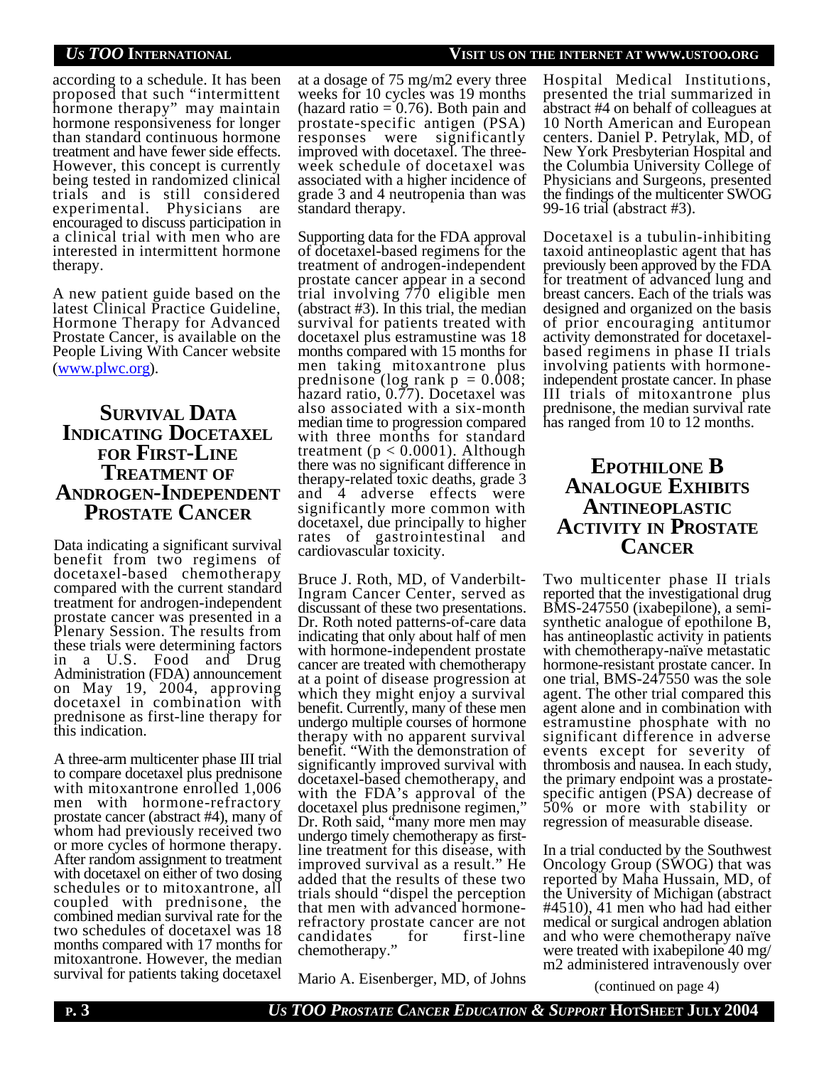according to a schedule. It has been proposed that such "intermittent hormone therapy" may maintain hormone responsiveness for longer than standard continuous hormone treatment and have fewer side effects. However, this concept is currently being tested in randomized clinical trials and is still considered experimental. Physicians are encouraged to discuss participation in a clinical trial with men who are interested in intermittent hormone therapy.

A new patient guide based on the latest Clinical Practice Guideline, Hormone Therapy for Advanced Prostate Cancer, is available on the People Living With Cancer website (www.plwc.org).

## Survival Data Indicating Docetaxel for First-Line Treatment of Androgen-Independent Prostate Cancer

Data indicating a significant survival benefit from two regimens of docetaxel-based chemotherapy compared with the current standard treatment for androgen-independent prostate cancer was presented in a Plenary Session. The results from these trials were determining factors in a U.S. Food and Drug Administration (FDA) announcement on May 19, 2004, approving docetaxel in combination with prednisone as first-line therapy for this indication.

A three-arm multicenter phase III trial to compare docetaxel plus prednisone with mitoxantrone enrolled 1,006 men with hormone-refractory prostate cancer (abstract #4), many of whom had previously received two or more cycles of hormone therapy. After random assignment to treatment with docetaxel on either of two dosing schedules or to mitoxantrone, all coupled with prednisone, the combined median survival rate for the two schedules of docetaxel was 18 months compared with 17 months for mitoxantrone. However, the median survival for patients taking docetaxel at a dosage of 75 mg/m2 every three weeks for 10 cycles was 19 months (hazard ratio = 0.76). Both pain and prostate-specific antigen (PSA) responses were significantly improved with docetaxel. The three-week schedule of docetaxel was associated with a higher incidence of grade 3 and 4 neutropenia than was standard therapy.

Supporting data for the FDA approval of docetaxel-based regimens for the treatment of androgen-independent prostate cancer appear in a second trial involving 770 eligible men (abstract #3). In this trial, the median survival for patients treated with docetaxel plus estramustine was 18 months compared with 15 months for men taking mitoxantrone plus prednisone (log rank $p = 0.008$; hazard ratio, 0.77). Docetaxel was also associated with a six-month median time to progression compared with three months for standard treatment ($p < 0.0001$). Although there was no significant difference in therapy-related toxic deaths, grade 3 and 4 adverse effects were significantly more common with docetaxel, due principally to higher rates of gastrointestinal and cardiovascular toxicity.

Bruce J. Roth, MD, of Vanderbilt-Ingram Cancer Center, served as discussant of these two presentations. Dr. Roth noted patterns-of-care data indicating that only about half of men with hormone-independent prostate cancer are treated with chemotherapy at a point of disease progression at which they might enjoy a survival benefit. Currently, many of these men undergo multiple courses of hormone therapy with no apparent survival benefit. "With the demonstration of significantly improved survival with docetaxel-based chemotherapy, and with the FDA's approval of the docetaxel plus prednisone regimen," Dr. Roth said, "many more men may undergo timely chemotherapy as first-line treatment for this disease, with improved survival as a result." He added that the results of these two trials should "dispel the perception that men with advanced hormone-refractory prostate cancer are not candidates for first-line chemotherapy."

Mario A. Eisenberger, MD, of Johns Hospital Medical Institutions, presented the trial summarized in abstract #4 on behalf of colleagues at 10 North American and European centers. Daniel P. Petrylak, MD, of New York Presbyterian Hospital and the Columbia University College of Physicians and Surgeons, presented the findings of the multicenter SWOG 99-16 trial (abstract #3).

Docetaxel is a tubulin-inhibiting taxoid antineoplastic agent that has previously been approved by the FDA for treatment of advanced lung and breast cancers. Each of the trials was designed and organized on the basis of prior encouraging antitumor activity demonstrated for docetaxel-based regimens in phase II trials involving patients with hormone-independent prostate cancer. In phase III trials of mitoxantrone plus prednisone, the median survival rate has ranged from 10 to 12 months.

## Epothilone B Analogue Exhibits Antineoplastic Activity in Prostate Cancer

Two multicenter phase II trials reported that the investigational drug BMS-247550 (ixabepilone), a semi-synthetic analogue of epothilone B, has antineoplastic activity in patients with chemotherapy-naïve metastatic hormone-resistant prostate cancer. In one trial, BMS-247550 was the sole agent. The other trial compared this agent alone and in combination with estramustine phosphate with no significant difference in adverse events except for severity of thrombosis and nausea. In each study, the primary endpoint was a prostate-specific antigen (PSA) decrease of 50% or more with stability or regression of measurable disease.

In a trial conducted by the Southwest Oncology Group (SWOG) that was reported by Maha Hussain, MD, of the University of Michigan (abstract #4510), 41 men who had had either medical or surgical androgen ablation and who were chemotherapy naïve were treated with ixabepilone 40 mg/m2 administered intravenously over

(continued on page 4)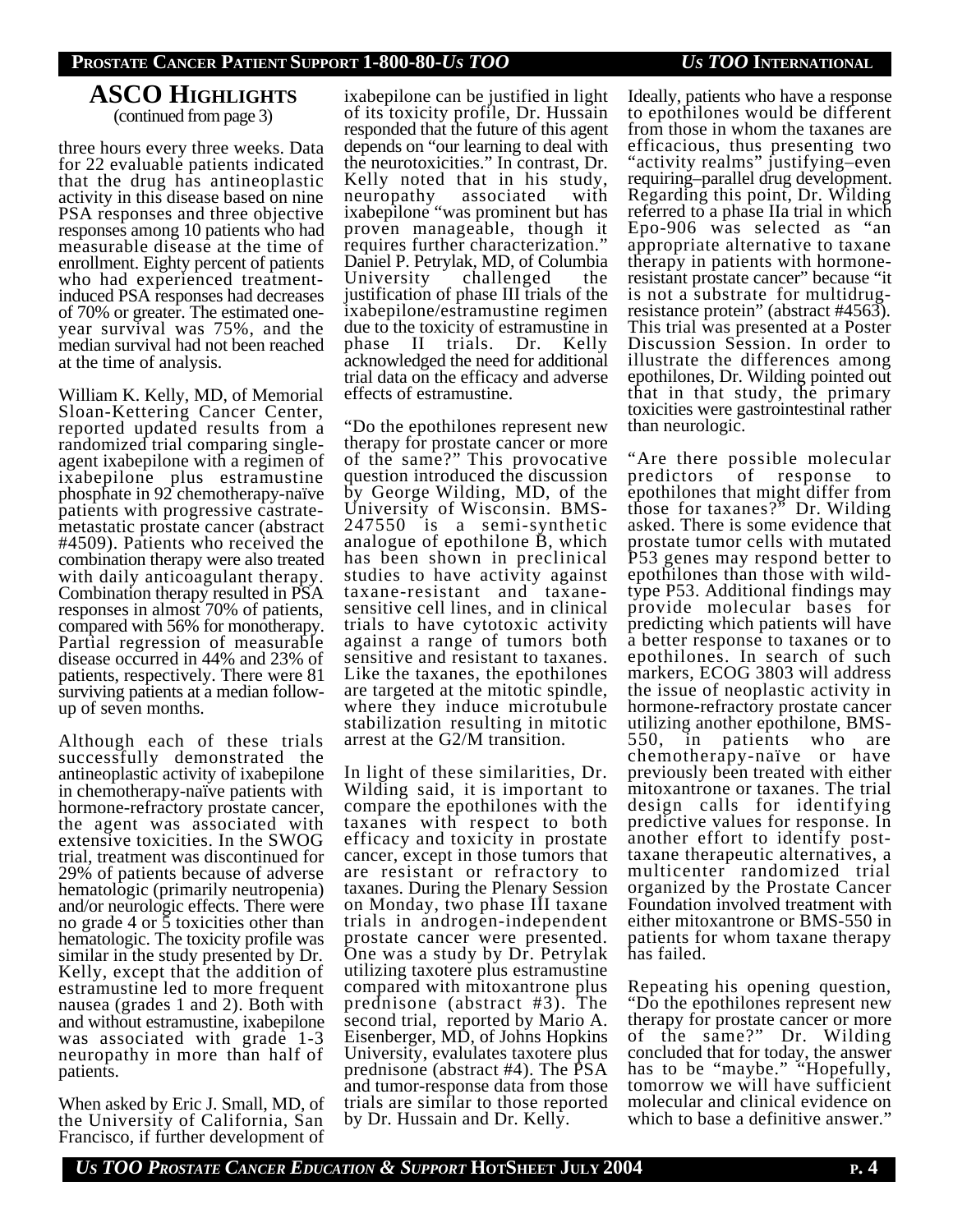## ASCO Highlights

(continued from page 3)

three hours every three weeks. Data for 22 evaluable patients indicated that the drug has antineoplastic activity in this disease based on nine PSA responses and three objective responses among 10 patients who had measurable disease at the time of enrollment. Eighty percent of patients who had experienced treatment-induced PSA responses had decreases of 70% or greater. The estimated one-year survival was 75%, and the median survival had not been reached at the time of analysis.

William K. Kelly, MD, of Memorial Sloan-Kettering Cancer Center, reported updated results from a randomized trial comparing single-agent ixabepilone with a regimen of ixabepilone plus estramustine phosphate in 92 chemotherapy-naïve patients with progressive castrate-metastatic prostate cancer (abstract #4509). Patients who received the combination therapy were also treated with daily anticoagulant therapy. Combination therapy resulted in PSA responses in almost 70% of patients, compared with 56% for monotherapy. Partial regression of measurable disease occurred in 44% and 23% of patients, respectively. There were 81 surviving patients at a median follow-up of seven months.

Although each of these trials successfully demonstrated the antineoplastic activity of ixabepilone in chemotherapy-naïve patients with hormone-refractory prostate cancer, the agent was associated with extensive toxicities. In the SWOG trial, treatment was discontinued for 29% of patients because of adverse hematologic (primarily neutropenia) and/or neurologic effects. There were no grade 4 or 5 toxicities other than hematologic. The toxicity profile was similar in the study presented by Dr. Kelly, except that the addition of estramustine led to more frequent nausea (grades 1 and 2). Both with and without estramustine, ixabepilone was associated with grade 1-3 neuropathy in more than half of patients.

When asked by Eric J. Small, MD, of the University of California, San Francisco, if further development of ixabepilone can be justified in light of its toxicity profile, Dr. Hussain responded that the future of this agent depends on "our learning to deal with the neurotoxicities." In contrast, Dr. Kelly noted that in his study, neuropathy associated with ixabepilone "was prominent but has proven manageable, though it requires further characterization." Daniel P. Petrylak, MD, of Columbia University challenged the justification of phase III trials of the ixabepilone/estramustine regimen due to the toxicity of estramustine in phase II trials. Dr. Kelly acknowledged the need for additional trial data on the efficacy and adverse effects of estramustine.

"Do the epothilones represent new therapy for prostate cancer or more of the same?" This provocative question introduced the discussion by George Wilding, MD, of the University of Wisconsin. BMS-247550 is a semi-synthetic analogue of epothilone B, which has been shown in preclinical studies to have activity against taxane-resistant and taxane-sensitive cell lines, and in clinical trials to have cytotoxic activity against a range of tumors both sensitive and resistant to taxanes. Like the taxanes, the epothilones are targeted at the mitotic spindle, where they induce microtubule stabilization resulting in mitotic arrest at the G2/M transition.

In light of these similarities, Dr. Wilding said, it is important to compare the epothilones with the taxanes with respect to both efficacy and toxicity in prostate cancer, except in those tumors that are resistant or refractory to taxanes. During the Plenary Session on Monday, two phase III taxane trials in androgen-independent prostate cancer were presented. One was a study by Dr. Petrylak utilizing taxotere plus estramustine compared with mitoxantrone plus prednisone (abstract #3). The second trial, reported by Mario A. Eisenberger, MD, of Johns Hopkins University, evalulates taxotere plus prednisone (abstract #4). The PSA and tumor-response data from those trials are similar to those reported by Dr. Hussain and Dr. Kelly.

Ideally, patients who have a response to epothilones would be different from those in whom the taxanes are efficacious, thus presenting two "activity realms" justifying–even requiring–parallel drug development. Regarding this point, Dr. Wilding referred to a phase IIa trial in which Epo-906 was selected as "an appropriate alternative to taxane therapy in patients with hormone-resistant prostate cancer" because "it is not a substrate for multidrug-resistance protein" (abstract #4563). This trial was presented at a Poster Discussion Session. In order to illustrate the differences among epothilones, Dr. Wilding pointed out that in that study, the primary toxicities were gastrointestinal rather than neurologic.

"Are there possible molecular predictors of response to epothilones that might differ from those for taxanes?" Dr. Wilding asked. There is some evidence that prostate tumor cells with mutated P53 genes may respond better to epothilones than those with wild-type P53. Additional findings may provide molecular bases for predicting which patients will have a better response to taxanes or to epothilones. In search of such markers, ECOG 3803 will address the issue of neoplastic activity in hormone-refractory prostate cancer utilizing another epothilone, BMS-550, in patients who are chemotherapy-naïve or have previously been treated with either mitoxantrone or taxanes. The trial design calls for identifying predictive values for response. In another effort to identify post-taxane therapeutic alternatives, a multicenter randomized trial organized by the Prostate Cancer Foundation involved treatment with either mitoxantrone or BMS-550 in patients for whom taxane therapy has failed.

Repeating his opening question, "Do the epothilones represent new therapy for prostate cancer or more of the same?" Dr. Wilding concluded that for today, the answer has to be "maybe." "Hopefully, tomorrow we will have sufficient molecular and clinical evidence on which to base a definitive answer."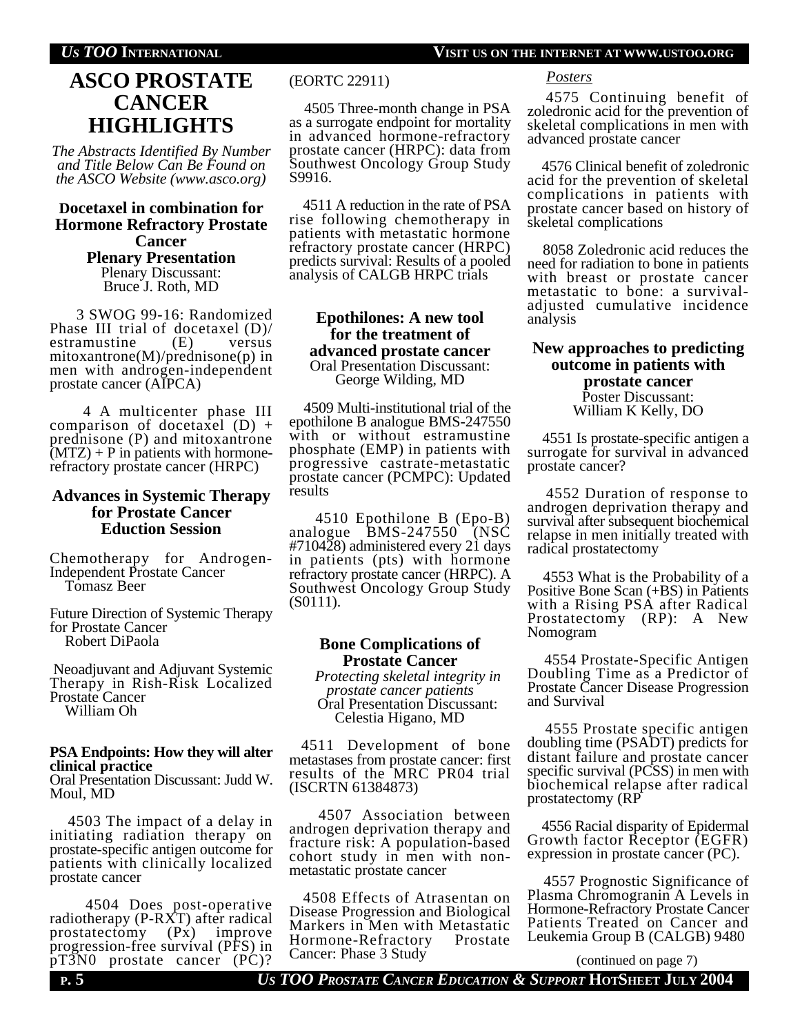# ASCO PROSTATE CANCER HIGHLIGHTS

*The Abstracts Identified By Number and Title Below Can Be Found on the ASCO Website (www.asco.org)*

### Docetaxel in combination for Hormone Refractory Prostate Cancer

**Plenary Presentation**

Plenary Discussant:
Bruce J. Roth, MD

3 SWOG 99-16: Randomized Phase III trial of docetaxel (D)/ estramustine (E) versus mitoxantrone(M)/prednisone(p) in men with androgen-independent prostate cancer (AIPCA)

4 A multicenter phase III comparison of docetaxel (D) + prednisone (P) and mitoxantrone (MTZ) + P in patients with hormone-refractory prostate cancer (HRPC)

### Advances in Systemic Therapy for Prostate Cancer Eduction Session

Chemotherapy for Androgen-Independent Prostate Cancer
Tomasz Beer

Future Direction of Systemic Therapy for Prostate Cancer
Robert DiPaola

Neoadjuvant and Adjuvant Systemic Therapy in Rish-Risk Localized Prostate Cancer
William Oh

### PSA Endpoints: How they will alter clinical practice

Oral Presentation Discussant: Judd W. Moul, MD

4503 The impact of a delay in initiating radiation therapy on prostate-specific antigen outcome for patients with clinically localized prostate cancer

4504 Does post-operative radiotherapy (P-RXT) after radical prostatectomy (Px) improve progression-free survival (PFS) in pT3N0 prostate cancer (PC)? (EORTC 22911)

4505 Three-month change in PSA as a surrogate endpoint for mortality in advanced hormone-refractory prostate cancer (HRPC): data from Southwest Oncology Group Study S9916.

4511 A reduction in the rate of PSA rise following chemotherapy in patients with metastatic hormone refractory prostate cancer (HRPC) predicts survival: Results of a pooled analysis of CALGB HRPC trials

### Epothilones: A new tool for the treatment of advanced prostate cancer

Oral Presentation Discussant:
George Wilding, MD

4509 Multi-institutional trial of the epothilone B analogue BMS-247550 with or without estramustine phosphate (EMP) in patients with progressive castrate-metastatic prostate cancer (PCMPC): Updated results

4510 Epothilone B (Epo-B) analogue BMS-247550 (NSC #710428) administered every 21 days in patients (pts) with hormone refractory prostate cancer (HRPC). A Southwest Oncology Group Study (S0111).

### Bone Complications of Prostate Cancer

*Protecting skeletal integrity in prostate cancer patients*

Oral Presentation Discussant:
Celestia Higano, MD

4511 Development of bone metastases from prostate cancer: first results of the MRC PR04 trial (ISCRTN 61384873)

4507 Association between androgen deprivation therapy and fracture risk: A population-based cohort study in men with non-metastatic prostate cancer

4508 Effects of Atrasentan on Disease Progression and Biological Markers in Men with Metastatic Hormone-Refractory Prostate Cancer: Phase 3 Study

*Posters*

4575 Continuing benefit of zoledronic acid for the prevention of skeletal complications in men with advanced prostate cancer

4576 Clinical benefit of zoledronic acid for the prevention of skeletal complications in patients with prostate cancer based on history of skeletal complications

8058 Zoledronic acid reduces the need for radiation to bone in patients with breast or prostate cancer metastatic to bone: a survival-adjusted cumulative incidence analysis

### New approaches to predicting outcome in patients with prostate cancer

Poster Discussant:
William K Kelly, DO

4551 Is prostate-specific antigen a surrogate for survival in advanced prostate cancer?

4552 Duration of response to androgen deprivation therapy and survival after subsequent biochemical relapse in men initially treated with radical prostatectomy

4553 What is the Probability of a Positive Bone Scan (+BS) in Patients with a Rising PSA after Radical Prostatectomy (RP): A New Nomogram

4554 Prostate-Specific Antigen Doubling Time as a Predictor of Prostate Cancer Disease Progression and Survival

4555 Prostate specific antigen doubling time (PSADT) predicts for distant failure and prostate cancer specific survival (PCSS) in men with biochemical relapse after radical prostatectomy (RP

4556 Racial disparity of Epidermal Growth factor Receptor (EGFR) expression in prostate cancer (PC).

4557 Prognostic Significance of Plasma Chromogranin A Levels in Hormone-Refractory Prostate Cancer Patients Treated on Cancer and Leukemia Group B (CALGB) 9480

(continued on page 7)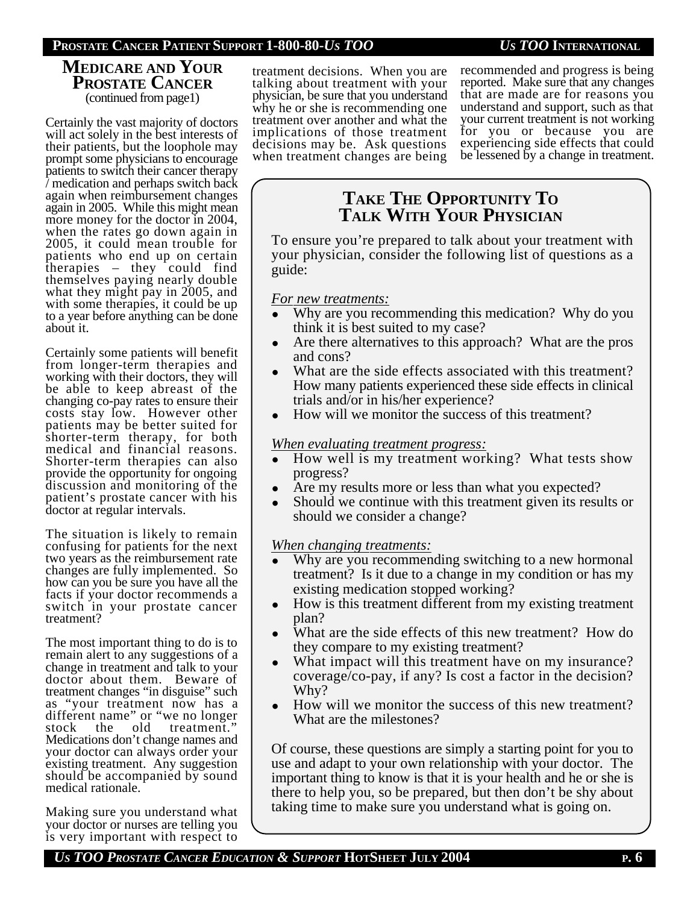## Medicare and Your Prostate Cancer

(continued from page1)

Certainly the vast majority of doctors will act solely in the best interests of their patients, but the loophole may prompt some physicians to encourage patients to switch their cancer therapy / medication and perhaps switch back again when reimbursement changes again in 2005. While this might mean more money for the doctor in 2004, when the rates go down again in 2005, it could mean trouble for patients who end up on certain therapies – they could find themselves paying nearly double what they might pay in 2005, and with some therapies, it could be up to a year before anything can be done about it.

Certainly some patients will benefit from longer-term therapies and working with their doctors, they will be able to keep abreast of the changing co-pay rates to ensure their costs stay low. However other patients may be better suited for shorter-term therapy, for both medical and financial reasons. Shorter-term therapies can also provide the opportunity for ongoing discussion and monitoring of the patient's prostate cancer with his doctor at regular intervals.

The situation is likely to remain confusing for patients for the next two years as the reimbursement rate changes are fully implemented. So how can you be sure you have all the facts if your doctor recommends a switch in your prostate cancer treatment?

The most important thing to do is to remain alert to any suggestions of a change in treatment and talk to your doctor about them. Beware of treatment changes "in disguise" such as "your treatment now has a different name" or "we no longer stock the old treatment." Medications don't change names and your doctor can always order your existing treatment. Any suggestion should be accompanied by sound medical rationale.

Making sure you understand what your doctor or nurses are telling you is very important with respect to treatment decisions. When you are talking about treatment with your physician, be sure that you understand why he or she is recommending one treatment over another and what the implications of those treatment decisions may be. Ask questions when treatment changes are being recommended and progress is being reported. Make sure that any changes that are made are for reasons you understand and support, such as that your current treatment is not working for you or because you are experiencing side effects that could be lessened by a change in treatment.

## Take The Opportunity To Talk With Your Physician

To ensure you're prepared to talk about your treatment with your physician, consider the following list of questions as a guide:

*For new treatments:*

- Why are you recommending this medication? Why do you think it is best suited to my case?
- Are there alternatives to this approach? What are the pros and cons?
- What are the side effects associated with this treatment? How many patients experienced these side effects in clinical trials and/or in his/her experience?
- How will we monitor the success of this treatment?

*When evaluating treatment progress:*

- How well is my treatment working? What tests show progress?
- Are my results more or less than what you expected?
- Should we continue with this treatment given its results or should we consider a change?

*When changing treatments:*

- Why are you recommending switching to a new hormonal treatment? Is it due to a change in my condition or has my existing medication stopped working?
- How is this treatment different from my existing treatment plan?
- What are the side effects of this new treatment? How do they compare to my existing treatment?
- What impact will this treatment have on my insurance? coverage/co-pay, if any? Is cost a factor in the decision? Why?
- How will we monitor the success of this new treatment? What are the milestones?

Of course, these questions are simply a starting point for you to use and adapt to your own relationship with your doctor. The important thing to know is that it is your health and he or she is there to help you, so be prepared, but then don't be shy about taking time to make sure you understand what is going on.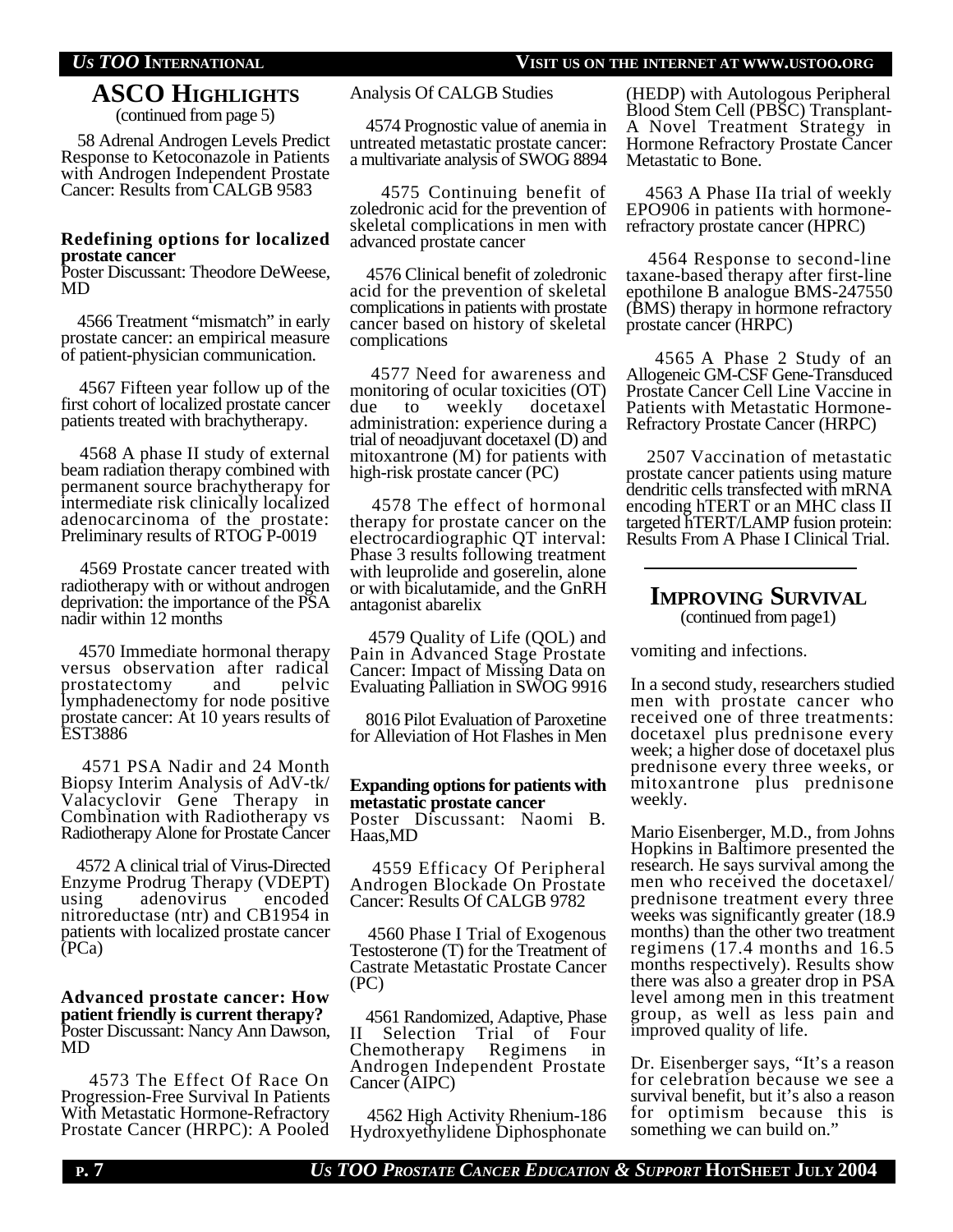## ASCO Highlights

(continued from page 5)

58 Adrenal Androgen Levels Predict Response to Ketoconazole in Patients with Androgen Independent Prostate Cancer: Results from CALGB 9583

**Redefining options for localized prostate cancer**
Poster Discussant: Theodore DeWeese, MD

4566 Treatment "mismatch" in early prostate cancer: an empirical measure of patient-physician communication.

4567 Fifteen year follow up of the first cohort of localized prostate cancer patients treated with brachytherapy.

4568 A phase II study of external beam radiation therapy combined with permanent source brachytherapy for intermediate risk clinically localized adenocarcinoma of the prostate: Preliminary results of RTOG P-0019

4569 Prostate cancer treated with radiotherapy with or without androgen deprivation: the importance of the PSA nadir within 12 months

4570 Immediate hormonal therapy versus observation after radical prostatectomy and pelvic lymphadenectomy for node positive prostate cancer: At 10 years results of EST3886

4571 PSA Nadir and 24 Month Biopsy Interim Analysis of AdV-tk/ Valacyclovir Gene Therapy in Combination with Radiotherapy vs Radiotherapy Alone for Prostate Cancer

4572 A clinical trial of Virus-Directed Enzyme Prodrug Therapy (VDEPT) using adenovirus encoded nitroreductase (ntr) and CB1954 in patients with localized prostate cancer (PCa)

**Advanced prostate cancer: How patient friendly is current therapy?**
Poster Discussant: Nancy Ann Dawson, MD

4573 The Effect Of Race On Progression-Free Survival In Patients With Metastatic Hormone-Refractory Prostate Cancer (HRPC): A Pooled Analysis Of CALGB Studies

4574 Prognostic value of anemia in untreated metastatic prostate cancer: a multivariate analysis of SWOG 8894

4575 Continuing benefit of zoledronic acid for the prevention of skeletal complications in men with advanced prostate cancer

4576 Clinical benefit of zoledronic acid for the prevention of skeletal complications in patients with prostate cancer based on history of skeletal complications

4577 Need for awareness and monitoring of ocular toxicities (OT) due to weekly docetaxel administration: experience during a trial of neoadjuvant docetaxel (D) and mitoxantrone (M) for patients with high-risk prostate cancer (PC)

4578 The effect of hormonal therapy for prostate cancer on the electrocardiographic QT interval: Phase 3 results following treatment with leuprolide and goserelin, alone or with bicalutamide, and the GnRH antagonist abarelix

4579 Quality of Life (QOL) and Pain in Advanced Stage Prostate Cancer: Impact of Missing Data on Evaluating Palliation in SWOG 9916

8016 Pilot Evaluation of Paroxetine for Alleviation of Hot Flashes in Men

**Expanding options for patients with metastatic prostate cancer**
Poster Discussant: Naomi B. Haas,MD

4559 Efficacy Of Peripheral Androgen Blockade On Prostate Cancer: Results Of CALGB 9782

4560 Phase I Trial of Exogenous Testosterone (T) for the Treatment of Castrate Metastatic Prostate Cancer (PC)

4561 Randomized, Adaptive, Phase II Selection Trial of Four Chemotherapy Regimens in Androgen Independent Prostate Cancer (AIPC)

4562 High Activity Rhenium-186 Hydroxyethylidene Diphosphonate (HEDP) with Autologous Peripheral Blood Stem Cell (PBSC) Transplant- A Novel Treatment Strategy in Hormone Refractory Prostate Cancer Metastatic to Bone.

4563 A Phase IIa trial of weekly EPO906 in patients with hormone-refractory prostate cancer (HPRC)

4564 Response to second-line taxane-based therapy after first-line epothilone B analogue BMS-247550 (BMS) therapy in hormone refractory prostate cancer (HRPC)

4565 A Phase 2 Study of an Allogeneic GM-CSF Gene-Transduced Prostate Cancer Cell Line Vaccine in Patients with Metastatic Hormone-Refractory Prostate Cancer (HRPC)

2507 Vaccination of metastatic prostate cancer patients using mature dendritic cells transfected with mRNA encoding hTERT or an MHC class II targeted hTERT/LAMP fusion protein: Results From A Phase I Clinical Trial.

---

## Improving Survival

(continued from page1)

vomiting and infections.

In a second study, researchers studied men with prostate cancer who received one of three treatments: docetaxel plus prednisone every week; a higher dose of docetaxel plus prednisone every three weeks, or mitoxantrone plus prednisone weekly.

Mario Eisenberger, M.D., from Johns Hopkins in Baltimore presented the research. He says survival among the men who received the docetaxel/ prednisone treatment every three weeks was significantly greater (18.9 months) than the other two treatment regimens (17.4 months and 16.5 months respectively). Results show there was also a greater drop in PSA level among men in this treatment group, as well as less pain and improved quality of life.

Dr. Eisenberger says, "It's a reason for celebration because we see a survival benefit, but it's also a reason for optimism because this is something we can build on."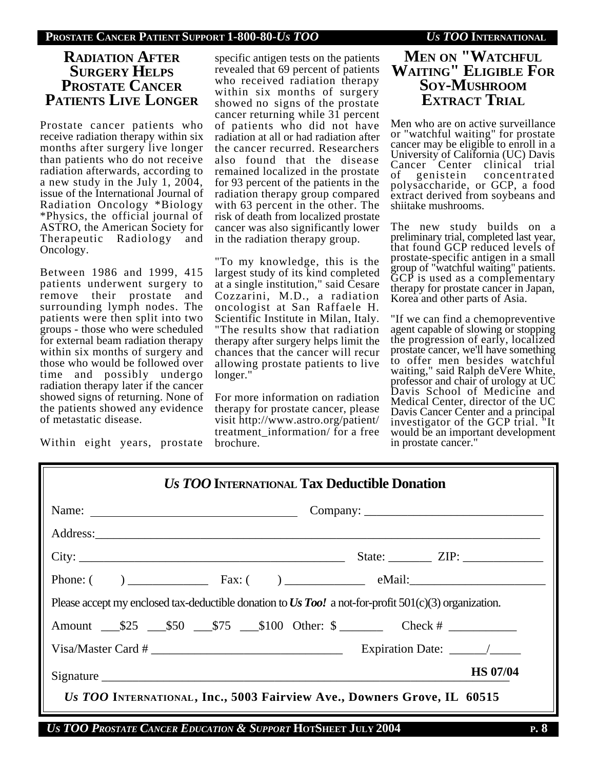## Radiation After Surgery Helps Prostate Cancer Patients Live Longer

Prostate cancer patients who receive radiation therapy within six months after surgery live longer than patients who do not receive radiation afterwards, according to a new study in the July 1, 2004, issue of the International Journal of Radiation Oncology *Biology *Physics, the official journal of ASTRO, the American Society for Therapeutic Radiology and Oncology.

Between 1986 and 1999, 415 patients underwent surgery to remove their prostate and surrounding lymph nodes. The patients were then split into two groups - those who were scheduled for external beam radiation therapy within six months of surgery and those who would be followed over time and possibly undergo radiation therapy later if the cancer showed signs of returning. None of the patients showed any evidence of metastatic disease.

Within eight years, prostate specific antigen tests on the patients revealed that 69 percent of patients who received radiation therapy within six months of surgery showed no signs of the prostate cancer returning while 31 percent of patients who did not have radiation at all or had radiation after the cancer recurred. Researchers also found that the disease remained localized in the prostate for 93 percent of the patients in the radiation therapy group compared with 63 percent in the other. The risk of death from localized prostate cancer was also significantly lower in the radiation therapy group.

"To my knowledge, this is the largest study of its kind completed at a single institution," said Cesare Cozzarini, M.D., a radiation oncologist at San Raffaele H. Scientific Institute in Milan, Italy. "The results show that radiation therapy after surgery helps limit the chances that the cancer will recur allowing prostate patients to live longer."

For more information on radiation therapy for prostate cancer, please visit http://www.astro.org/patient/treatment_information/ for a free brochure.

## Men on "Watchful Waiting" Eligible For Soy-Mushroom Extract Trial

Men who are on active surveillance or "watchful waiting" for prostate cancer may be eligible to enroll in a University of California (UC) Davis Cancer Center clinical trial of genistein concentrated polysaccharide, or GCP, a food extract derived from soybeans and shiitake mushrooms.

The new study builds on a preliminary trial, completed last year, that found GCP reduced levels of prostate-specific antigen in a small group of "watchful waiting" patients. GCP is used as a complementary therapy for prostate cancer in Japan, Korea and other parts of Asia.

"If we can find a chemopreventive agent capable of slowing or stopping the progression of early, localized prostate cancer, we'll have something to offer men besides watchful waiting," said Ralph deVere White, professor and chair of urology at UC Davis School of Medicine and Medical Center, director of the UC Davis Cancer Center and a principal investigator of the GCP trial. "It would be an important development in prostate cancer."

---

### *Us TOO* International Tax Deductible Donation

Name: ______________________________ Company: ___________________________

Address: _______________________________________________________________

City: ________________________________________ State: _______ ZIP: ____________

Phone: ( ) ____________ Fax: ( ) ____________ eMail: _____________________

Please accept my enclosed tax-deductible donation to ***Us Too!*** a not-for-profit 501(c)(3) organization.

Amount ___$25 ___$50 ___$75 ___$100 Other: $ _______ Check # __________

Visa/Master Card # ____________________________ Expiration Date: _____/_____

Signature ________________________________________________________ **HS 07/04**

***Us TOO* International, Inc., 5003 Fairview Ave., Downers Grove, IL 60515**